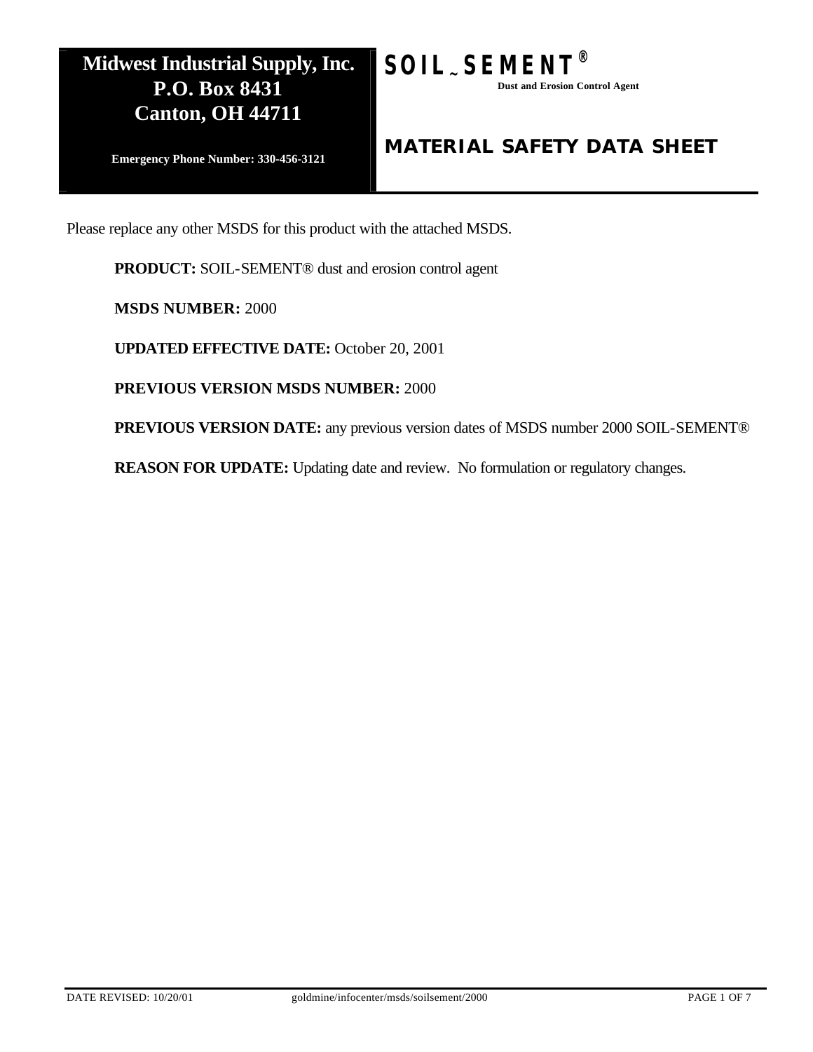**Midwest Industrial Supply, Inc.**
**P.O. Box 8431**
**Canton, OH 44711**

**Emergency Phone Number: 330-456-3121**

# SOIL-SEMENT®

**Dust and Erosion Control Agent**

## MATERIAL SAFETY DATA SHEET

Please replace any other MSDS for this product with the attached MSDS.

**PRODUCT:** SOIL-SEMENT® dust and erosion control agent

**MSDS NUMBER:** 2000

**UPDATED EFFECTIVE DATE:** October 20, 2001

**PREVIOUS VERSION MSDS NUMBER:** 2000

**PREVIOUS VERSION DATE:** any previous version dates of MSDS number 2000 SOIL-SEMENT®

**REASON FOR UPDATE:** Updating date and review. No formulation or regulatory changes.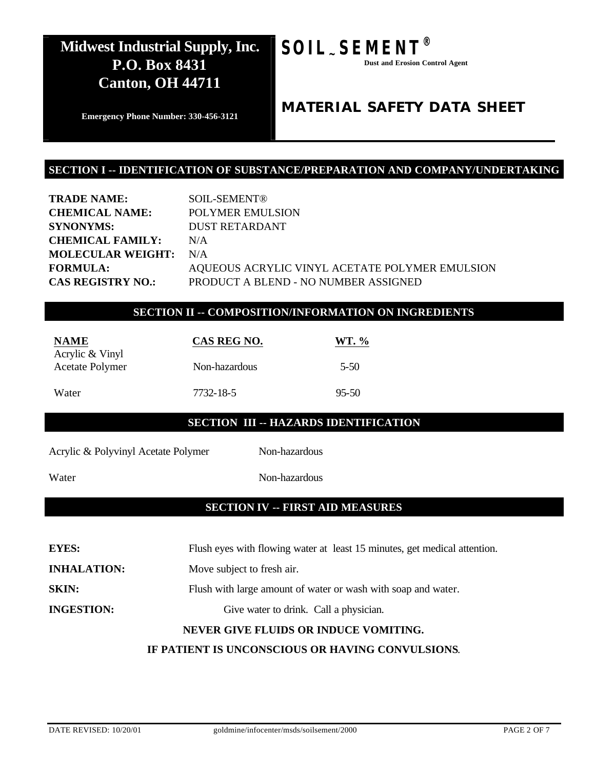**Midwest Industrial Supply, Inc.**
**P.O. Box 8431**
**Canton, OH 44711**

**Emergency Phone Number: 330-456-3121**

# SOIL-SEMENT®

**Dust and Erosion Control Agent**

# MATERIAL SAFETY DATA SHEET

## SECTION I -- IDENTIFICATION OF SUBSTANCE/PREPARATION AND COMPANY/UNDERTAKING

| | |
|---|---|
| **TRADE NAME:** | SOIL-SEMENT® |
| **CHEMICAL NAME:** | POLYMER EMULSION |
| **SYNONYMS:** | DUST RETARDANT |
| **CHEMICAL FAMILY:** | N/A |
| **MOLECULAR WEIGHT:** | N/A |
| **FORMULA:** | AQUEOUS ACRYLIC VINYL ACETATE POLYMER EMULSION |
| **CAS REGISTRY NO.:** | PRODUCT A BLEND - NO NUMBER ASSIGNED |

## SECTION II -- COMPOSITION/INFORMATION ON INGREDIENTS

| NAME | CAS REG NO. | WT. % |
|---|---|---|
| Acrylic & Vinyl Acetate Polymer | Non-hazardous | 5-50 |
| Water | 7732-18-5 | 95-50 |

## SECTION III -- HAZARDS IDENTIFICATION

| | |
|---|---|
| Acrylic & Polyvinyl Acetate Polymer | Non-hazardous |
| Water | Non-hazardous |

## SECTION IV -- FIRST AID MEASURES

**EYES:** Flush eyes with flowing water at least 15 minutes, get medical attention.

**INHALATION:** Move subject to fresh air.

**SKIN:** Flush with large amount of water or wash with soap and water.

**INGESTION:** Give water to drink. Call a physician.

**NEVER GIVE FLUIDS OR INDUCE VOMITING.**

**IF PATIENT IS UNCONSCIOUS OR HAVING CONVULSIONS.**

DATE REVISED: 10/20/01 goldmine/infocenter/msds/soilsement/2000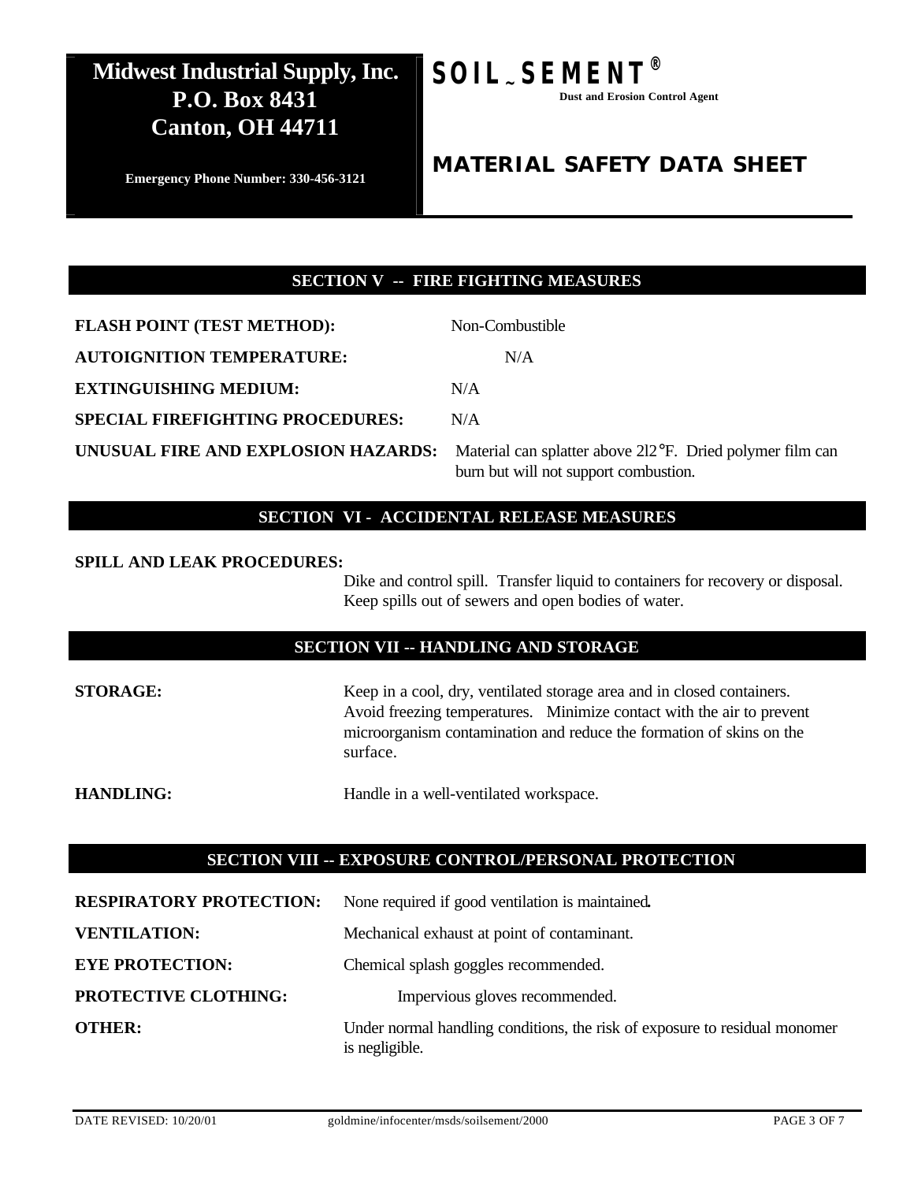**Midwest Industrial Supply, Inc.**
**P.O. Box 8431**
**Canton, OH 44711**

**Emergency Phone Number: 330-456-3121**

**SOIL SEMENT®**

**Dust and Erosion Control Agent**

# MATERIAL SAFETY DATA SHEET

## SECTION V -- FIRE FIGHTING MEASURES

**FLASH POINT (TEST METHOD):** Non-Combustible

**AUTOIGNITION TEMPERATURE:** N/A

**EXTINGUISHING MEDIUM:** N/A

**SPECIAL FIREFIGHTING PROCEDURES:** N/A

**UNUSUAL FIRE AND EXPLOSION HAZARDS:** Material can splatter above 212°F. Dried polymer film can burn but will not support combustion.

## SECTION VI - ACCIDENTAL RELEASE MEASURES

**SPILL AND LEAK PROCEDURES:**
Dike and control spill. Transfer liquid to containers for recovery or disposal. Keep spills out of sewers and open bodies of water.

## SECTION VII -- HANDLING AND STORAGE

**STORAGE:** Keep in a cool, dry, ventilated storage area and in closed containers. Avoid freezing temperatures. Minimize contact with the air to prevent microorganism contamination and reduce the formation of skins on the surface.

**HANDLING:** Handle in a well-ventilated workspace.

## SECTION VIII -- EXPOSURE CONTROL/PERSONAL PROTECTION

**RESPIRATORY PROTECTION:** None required if good ventilation is maintained.

**VENTILATION:** Mechanical exhaust at point of contaminant.

**EYE PROTECTION:** Chemical splash goggles recommended.

**PROTECTIVE CLOTHING:** Impervious gloves recommended.

**OTHER:** Under normal handling conditions, the risk of exposure to residual monomer is negligible.

DATE REVISED: 10/20/01 goldmine/infocenter/msds/soilsement/2000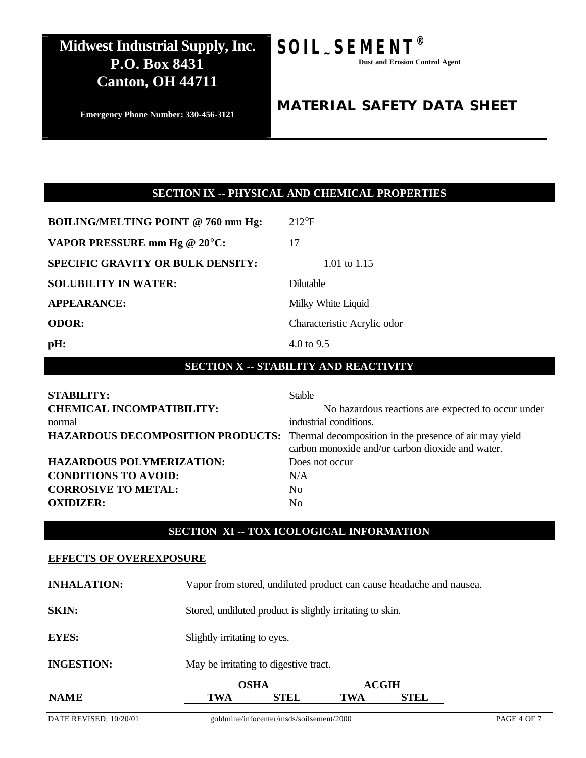# SECTION IX -- PHYSICAL AND CHEMICAL PROPERTIES

| | |
|---|---|
| **BOILING/MELTING POINT @ 760 mm Hg:** | 212°F |
| **VAPOR PRESSURE mm Hg @ 20°C:** | 17 |
| **SPECIFIC GRAVITY OR BULK DENSITY:** | 1.01 to 1.15 |
| **SOLUBILITY IN WATER:** | Dilutable |
| **APPEARANCE:** | Milky White Liquid |
| **ODOR:** | Characteristic Acrylic odor |
| **pH:** | 4.0 to 9.5 |

# SECTION X -- STABILITY AND REACTIVITY

| | |
|---|---|
| **STABILITY:** | Stable |
| **CHEMICAL INCOMPATIBILITY:** | No hazardous reactions are expected to occur under normal industrial conditions. |
| **HAZARDOUS DECOMPOSITION PRODUCTS:** | Thermal decomposition in the presence of air may yield carbon monoxide and/or carbon dioxide and water. |
| **HAZARDOUS POLYMERIZATION:** | Does not occur |
| **CONDITIONS TO AVOID:** | N/A |
| **CORROSIVE TO METAL:** | No |
| **OXIDIZER:** | No |

# SECTION XI -- TOX ICOLOGICAL INFORMATION

**EFFECTS OF OVEREXPOSURE**

**INHALATION:** Vapor from stored, undiluted product can cause headache and nausea.

**SKIN:** Stored, undiluted product is slightly irritating to skin.

**EYES:** Slightly irritating to eyes.

**INGESTION:** May be irritating to digestive tract.

| NAME | OSHA | | ACGIH | |
|---|---|---|---|---|
| | TWA | STEL | TWA | STEL |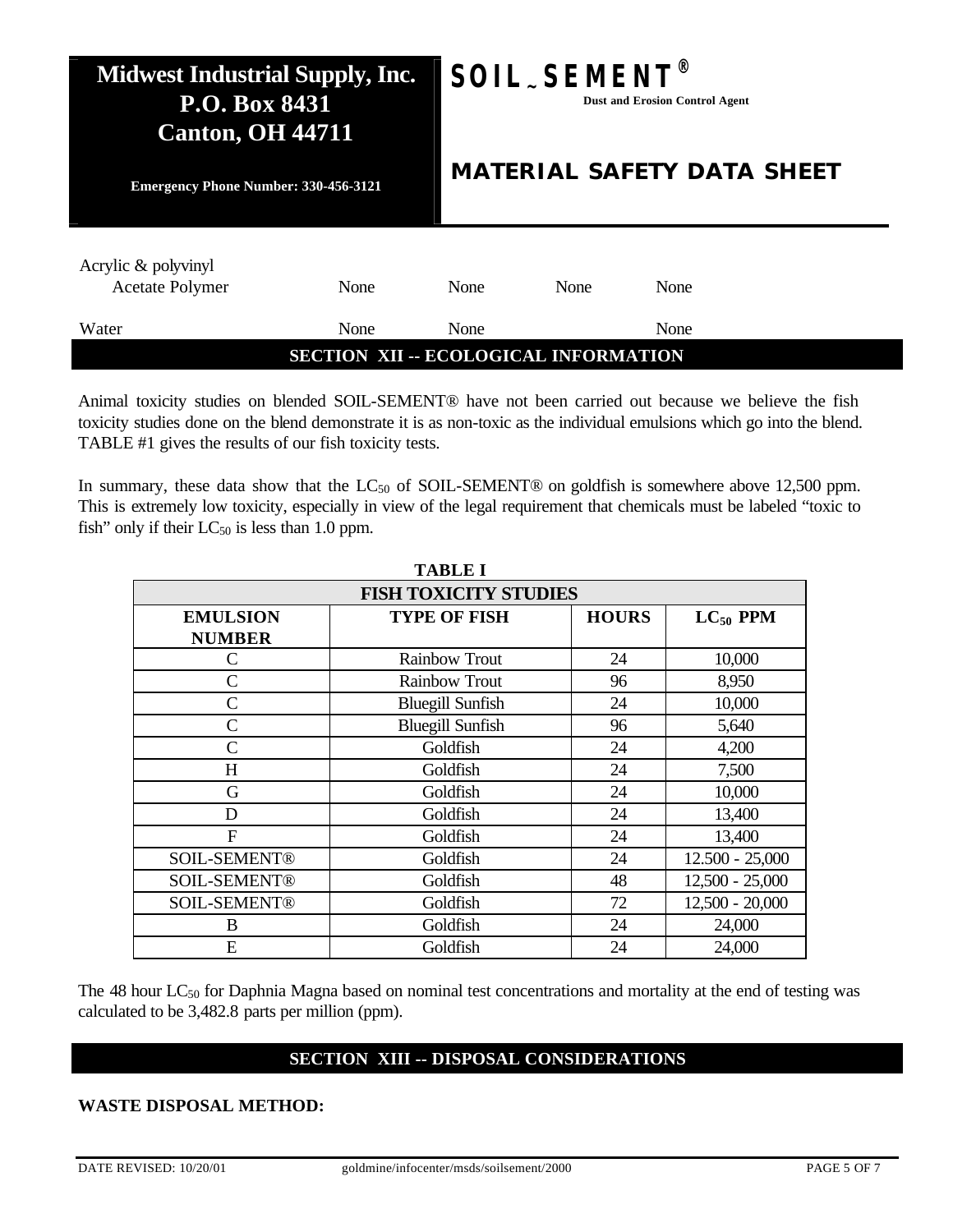| Acrylic & polyvinyl Acetate Polymer | None | None | None | None |
|---|---|---|---|---|
| Water | None | None | | None |

## SECTION XII -- ECOLOGICAL INFORMATION

Animal toxicity studies on blended SOIL-SEMENT® have not been carried out because we believe the fish toxicity studies done on the blend demonstrate it is as non-toxic as the individual emulsions which go into the blend. TABLE #1 gives the results of our fish toxicity tests.

In summary, these data show that the $LC_{50}$ of SOIL-SEMENT® on goldfish is somewhere above 12,500 ppm. This is extremely low toxicity, especially in view of the legal requirement that chemicals must be labeled "toxic to fish" only if their $LC_{50}$ is less than 1.0 ppm.

**TABLE I**

**FISH TOXICITY STUDIES**

| EMULSION NUMBER | TYPE OF FISH | HOURS | $LC_{50}$ PPM |
|---|---|---|---|
| C | Rainbow Trout | 24 | 10,000 |
| C | Rainbow Trout | 96 | 8,950 |
| C | Bluegill Sunfish | 24 | 10,000 |
| C | Bluegill Sunfish | 96 | 5,640 |
| C | Goldfish | 24 | 4,200 |
| H | Goldfish | 24 | 7,500 |
| G | Goldfish | 24 | 10,000 |
| D | Goldfish | 24 | 13,400 |
| F | Goldfish | 24 | 13,400 |
| SOIL-SEMENT® | Goldfish | 24 | 12.500 - 25,000 |
| SOIL-SEMENT® | Goldfish | 48 | 12,500 - 25,000 |
| SOIL-SEMENT® | Goldfish | 72 | 12,500 - 20,000 |
| B | Goldfish | 24 | 24,000 |
| E | Goldfish | 24 | 24,000 |

The 48 hour $LC_{50}$ for Daphnia Magna based on nominal test concentrations and mortality at the end of testing was calculated to be 3,482.8 parts per million (ppm).

## SECTION XIII -- DISPOSAL CONSIDERATIONS

**WASTE DISPOSAL METHOD:**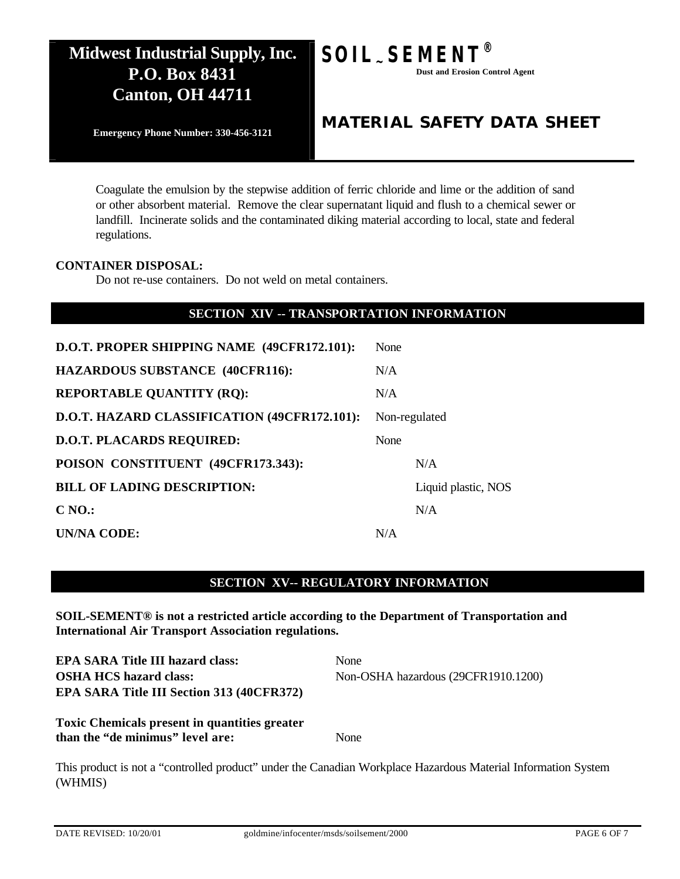Coagulate the emulsion by the stepwise addition of ferric chloride and lime or the addition of sand or other absorbent material. Remove the clear supernatant liquid and flush to a chemical sewer or landfill. Incinerate solids and the contaminated diking material according to local, state and federal regulations.

**CONTAINER DISPOSAL:**

Do not re-use containers. Do not weld on metal containers.

## SECTION XIV -- TRANSPORTATION INFORMATION

| | |
|---|---|
| **D.O.T. PROPER SHIPPING NAME (49CFR172.101):** | None |
| **HAZARDOUS SUBSTANCE (40CFR116):** | N/A |
| **REPORTABLE QUANTITY (RQ):** | N/A |
| **D.O.T. HAZARD CLASSIFICATION (49CFR172.101):** | Non-regulated |
| **D.O.T. PLACARDS REQUIRED:** | None |
| **POISON CONSTITUENT (49CFR173.343):** | N/A |
| **BILL OF LADING DESCRIPTION:** | Liquid plastic, NOS |
| **C NO.:** | N/A |
| **UN/NA CODE:** | N/A |

## SECTION XV-- REGULATORY INFORMATION

**SOIL-SEMENT® is not a restricted article according to the Department of Transportation and International Air Transport Association regulations.**

| | |
|---|---|
| **EPA SARA Title III hazard class:** | None |
| **OSHA HCS hazard class:** | Non-OSHA hazardous (29CFR1910.1200) |
| **EPA SARA Title III Section 313 (40CFR372)** | |
| **Toxic Chemicals present in quantities greater than the "de minimus" level are:** | None |

This product is not a "controlled product" under the Canadian Workplace Hazardous Material Information System (WHMIS)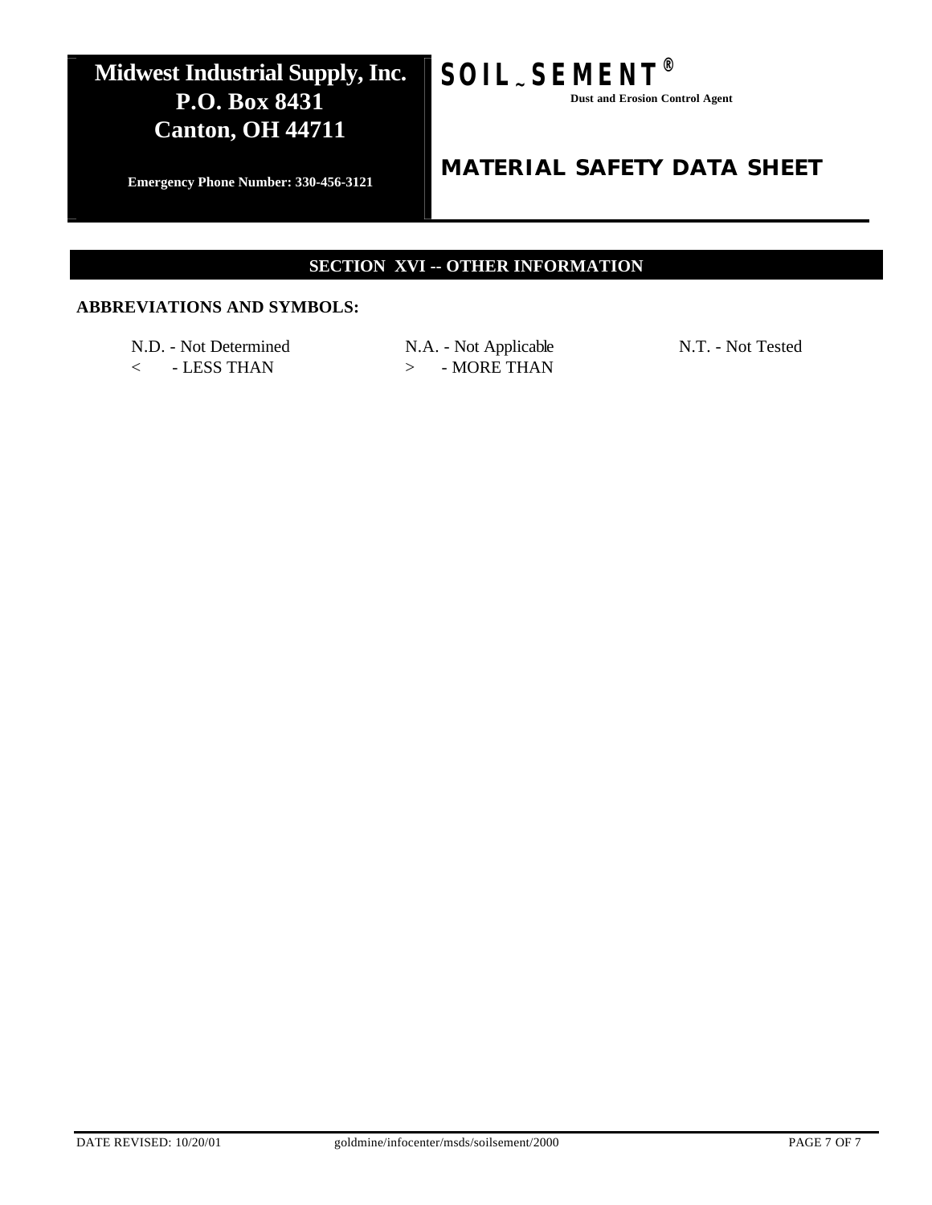## SECTION XVI -- OTHER INFORMATION

**ABBREVIATIONS AND SYMBOLS:**

| | | |
|---|---|---|
| N.D. - Not Determined | N.A. - Not Applicable | N.T. - Not Tested |
| < - LESS THAN | > - MORE THAN | |